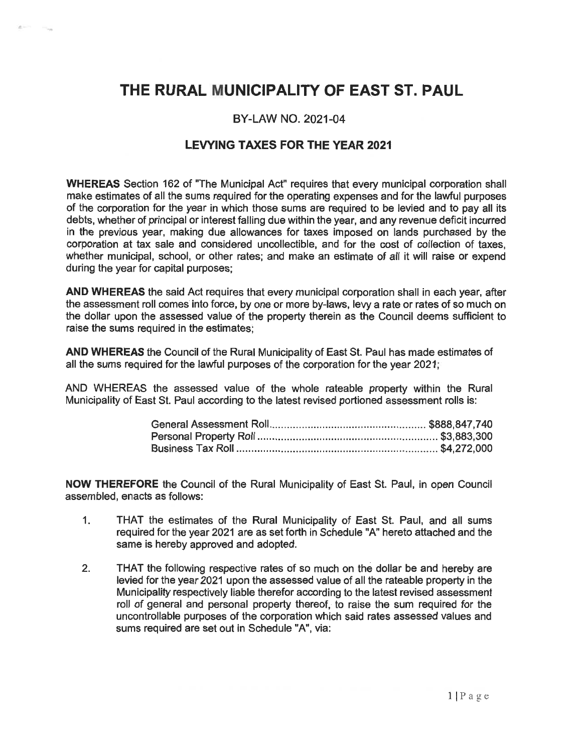# THE RURAL MUNICIPALITY OF EAST ST. PAUL

## BY-LAW NO. 2021-04

## LEVYING TAXES FOR THE YEAR 2021

**WHEREAS** Section 162 of "The Municipal Act" requires that every municipal corporation shall make estimates of all the sums required for the operating expenses and for the lawful purposes of the corporation for the year in which those sums are required to be levied and to pay all its debts, whether of principal or interest falling due within the year, and any revenue deficit incurred in the previous year, making due allowances for taxes imposed on lands purchased by the corporation at tax sale and considered uncollectible, and for the cost of collection of taxes, whether municipal, school, or other rates; and make an estimate of all it will raise or expend during the year for capital purposes;

**AND WHEREAS** the said Act requires that every municipal corporation shall in each year, after the assessment roll comes into force, by one or more by-laws, levy a rate or rates of so much on the dollar upon the assessed value of the property therein as the Council deems sufficient to raise the sums required in the estimates;

**AND WHEREAS** the Council of the Rural Municipality of East St. Paul has made estimates of all the sums required for the lawful purposes of the corporation for the year 2021;

AND WHEREAS the assessed value of the whole rateable property within the Rural Municipality of East St. Paul according to the latest revised portioned assessment rolls is:

| | |
|---|---|
| General Assessment Roll | $888,847,740 |
| Personal Property Roll | $3,883,300 |
| Business Tax Roll | $4,272,000 |

**NOW THEREFORE** the Council of the Rural Municipality of East St. Paul, in open Council assembled, enacts as follows:

1. THAT the estimates of the Rural Municipality of East St. Paul, and all sums required for the year 2021 are as set forth in Schedule "A" hereto attached and the same is hereby approved and adopted.

2. THAT the following respective rates of so much on the dollar be and hereby are levied for the year 2021 upon the assessed value of all the rateable property in the Municipality respectively liable therefor according to the latest revised assessment roll of general and personal property thereof, to raise the sum required for the uncontrollable purposes of the corporation which said rates assessed values and sums required are set out in Schedule "A", via: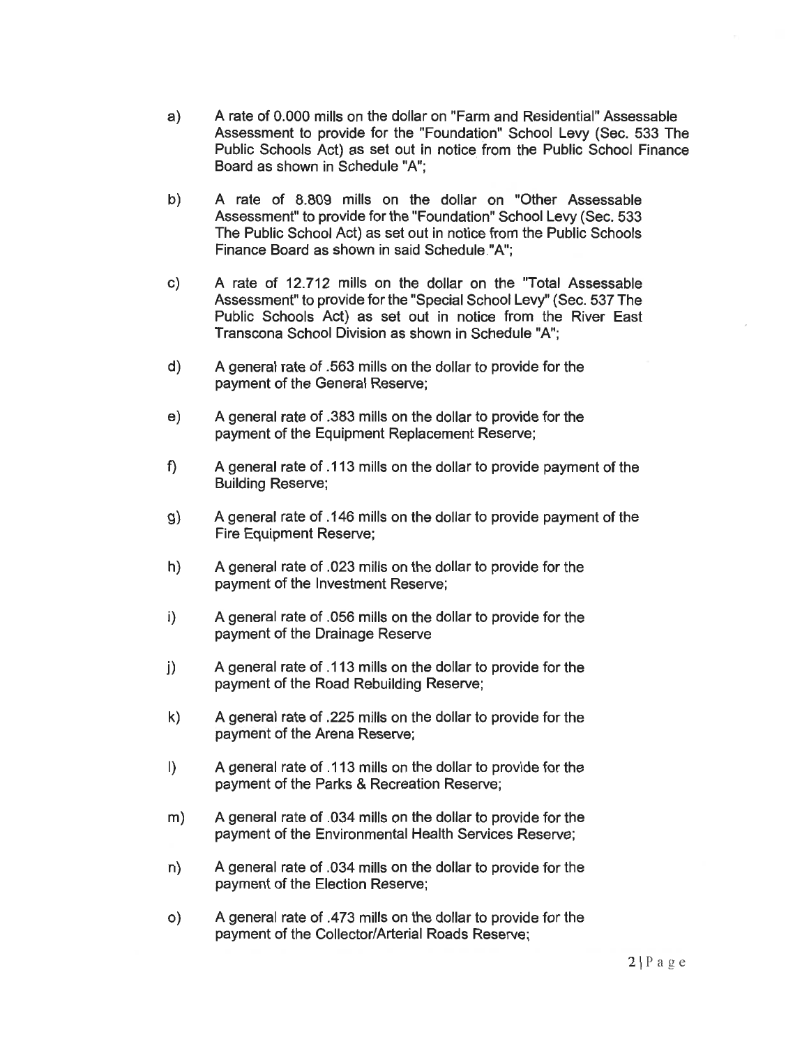a) A rate of 0.000 mills on the dollar on "Farm and Residential" Assessable Assessment to provide for the "Foundation" School Levy (Sec. 533 The Public Schools Act) as set out in notice from the Public School Finance Board as shown in Schedule "A";

b) A rate of 8.809 mills on the dollar on "Other Assessable Assessment" to provide for the "Foundation" School Levy (Sec. 533 The Public School Act) as set out in notice from the Public Schools Finance Board as shown in said Schedule "A";

c) A rate of 12.712 mills on the dollar on the "Total Assessable Assessment" to provide for the "Special School Levy" (Sec. 537 The Public Schools Act) as set out in notice from the River East Transcona School Division as shown in Schedule "A";

d) A general rate of .563 mills on the dollar to provide for the payment of the General Reserve;

e) A general rate of .383 mills on the dollar to provide for the payment of the Equipment Replacement Reserve;

f) A general rate of .113 mills on the dollar to provide payment of the Building Reserve;

g) A general rate of .146 mills on the dollar to provide payment of the Fire Equipment Reserve;

h) A general rate of .023 mills on the dollar to provide for the payment of the Investment Reserve;

i) A general rate of .056 mills on the dollar to provide for the payment of the Drainage Reserve

j) A general rate of .113 mills on the dollar to provide for the payment of the Road Rebuilding Reserve;

k) A general rate of .225 mills on the dollar to provide for the payment of the Arena Reserve;

l) A general rate of .113 mills on the dollar to provide for the payment of the Parks & Recreation Reserve;

m) A general rate of .034 mills on the dollar to provide for the payment of the Environmental Health Services Reserve;

n) A general rate of .034 mills on the dollar to provide for the payment of the Election Reserve;

o) A general rate of .473 mills on the dollar to provide for the payment of the Collector/Arterial Roads Reserve;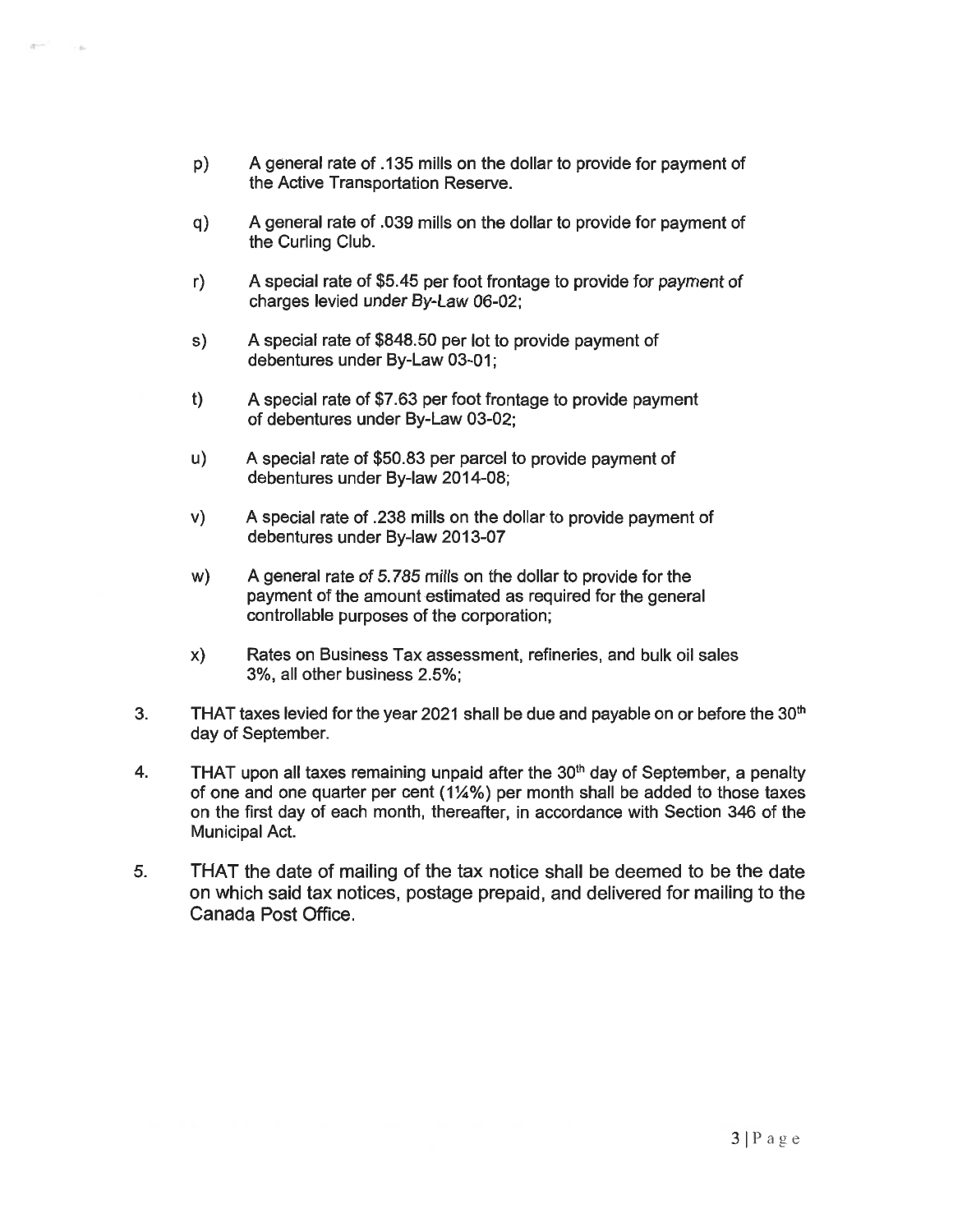p) A general rate of .135 mills on the dollar to provide for payment of the Active Transportation Reserve.

q) A general rate of .039 mills on the dollar to provide for payment of the Curling Club.

r) A special rate of $5.45 per foot frontage to provide for *payment* of charges levied *under By-Law* 06-02;

s) A special rate of $848.50 per lot to provide payment of debentures under By-Law 03-01;

t) A special rate of $7.63 per foot frontage to provide payment of debentures under By-Law 03-02;

u) A special rate of $50.83 per parcel to provide payment of debentures under By-law 2014-08;

v) A special rate of .238 mills on the dollar to provide payment of debentures under By-law 2013-07

w) A general rate *of 5.785 mills* on the dollar to provide for the payment of the amount estimated as required for the general controllable purposes of the corporation;

x) Rates on Business Tax assessment, refineries, and bulk oil sales 3%, all other business 2.5%;

3. THAT taxes levied for the year 2021 shall be due and payable on or before the 30th day of September.

4. THAT upon all taxes remaining unpaid after the 30th day of September, a penalty of one and one quarter per cent (1¼%) per month shall be added to those taxes on the first day of each month, thereafter, in accordance with Section 346 of the Municipal Act.

5. THAT the date of mailing of the tax notice shall be deemed to be the date on which said tax notices, postage prepaid, and delivered for mailing to the Canada Post Office.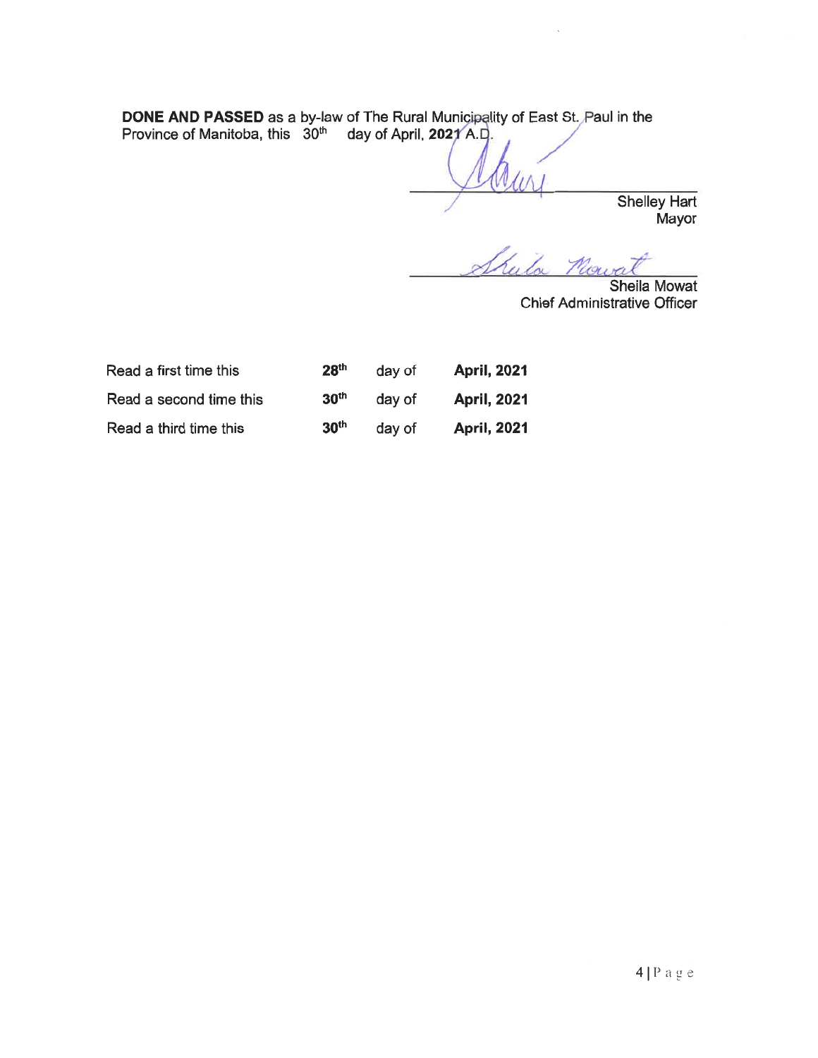**DONE AND PASSED** as a by-law of The Rural Municipality of East St. Paul in the Province of Manitoba, this 30th day of April, **2021** A.D.

Shelley Hart
Mayor

Sheila Mowat
Chief Administrative Officer

| | | | |
|---|---|---|---|
| Read a first time this | **28th** | day of | **April, 2021** |
| Read a second time this | **30th** | day of | **April, 2021** |
| Read a third time this | **30th** | day of | **April, 2021** |